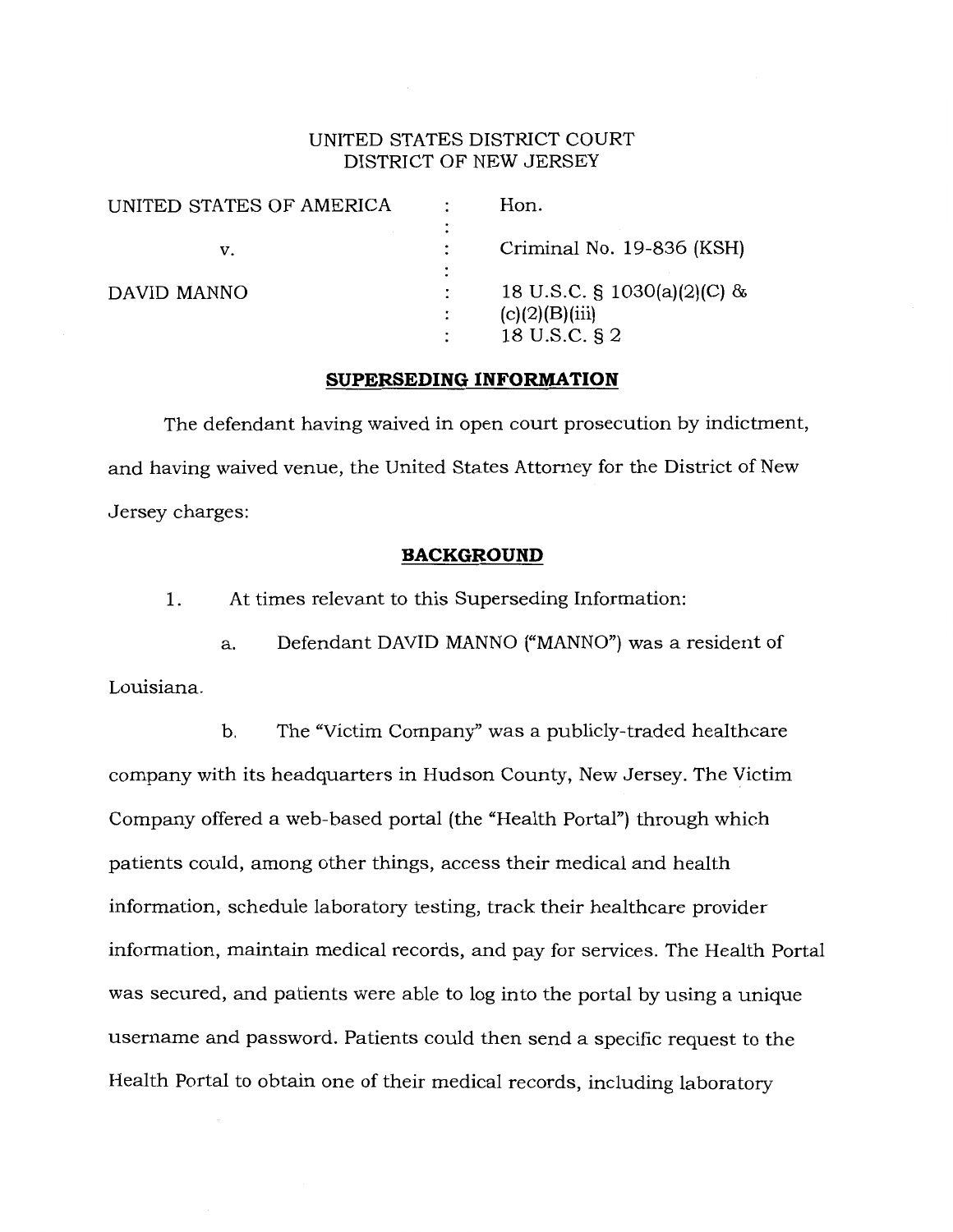UNITED STATES DISTRICT COURT
DISTRICT OF NEW JERSEY

| | | |
|---|---|---|
| UNITED STATES OF AMERICA | : | Hon. |
| v. | : | Criminal No. 19-836 (KSH) |
| DAVID MANNO | : | 18 U.S.C. § 1030(a)(2)(C) & (c)(2)(B)(iii)<br>18 U.S.C. § 2 |

## SUPERSEDING INFORMATION

The defendant having waived in open court prosecution by indictment, and having waived venue, the United States Attorney for the District of New Jersey charges:

## BACKGROUND

1. At times relevant to this Superseding Information:

a. Defendant DAVID MANNO ("MANNO") was a resident of Louisiana.

b. The "Victim Company" was a publicly-traded healthcare company with its headquarters in Hudson County, New Jersey. The Victim Company offered a web-based portal (the "Health Portal") through which patients could, among other things, access their medical and health information, schedule laboratory testing, track their healthcare provider information, maintain medical records, and pay for services. The Health Portal was secured, and patients were able to log into the portal by using a unique username and password. Patients could then send a specific request to the Health Portal to obtain one of their medical records, including laboratory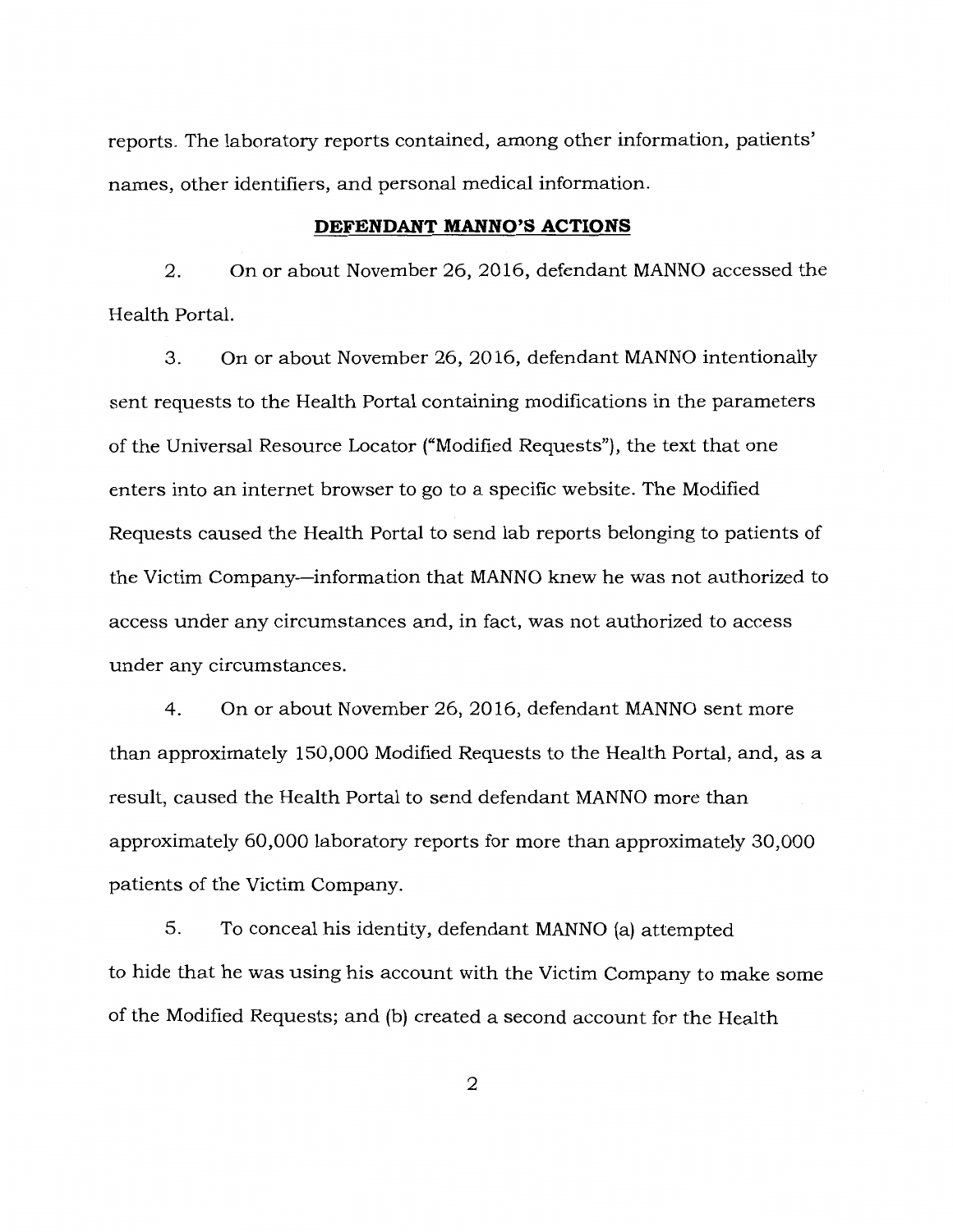reports. The laboratory reports contained, among other information, patients' names, other identifiers, and personal medical information.

## DEFENDANT MANNO'S ACTIONS

2. On or about November 26, 2016, defendant MANNO accessed the Health Portal.

3. On or about November 26, 2016, defendant MANNO intentionally sent requests to the Health Portal containing modifications in the parameters of the Universal Resource Locator ("Modified Requests"), the text that one enters into an internet browser to go to a specific website. The Modified Requests caused the Health Portal to send lab reports belonging to patients of the Victim Company—information that MANNO knew he was not authorized to access under any circumstances and, in fact, was not authorized to access under any circumstances.

4. On or about November 26, 2016, defendant MANNO sent more than approximately 150,000 Modified Requests to the Health Portal, and, as a result, caused the Health Portal to send defendant MANNO more than approximately 60,000 laboratory reports for more than approximately 30,000 patients of the Victim Company.

5. To conceal his identity, defendant MANNO (a) attempted to hide that he was using his account with the Victim Company to make some of the Modified Requests; and (b) created a second account for the Health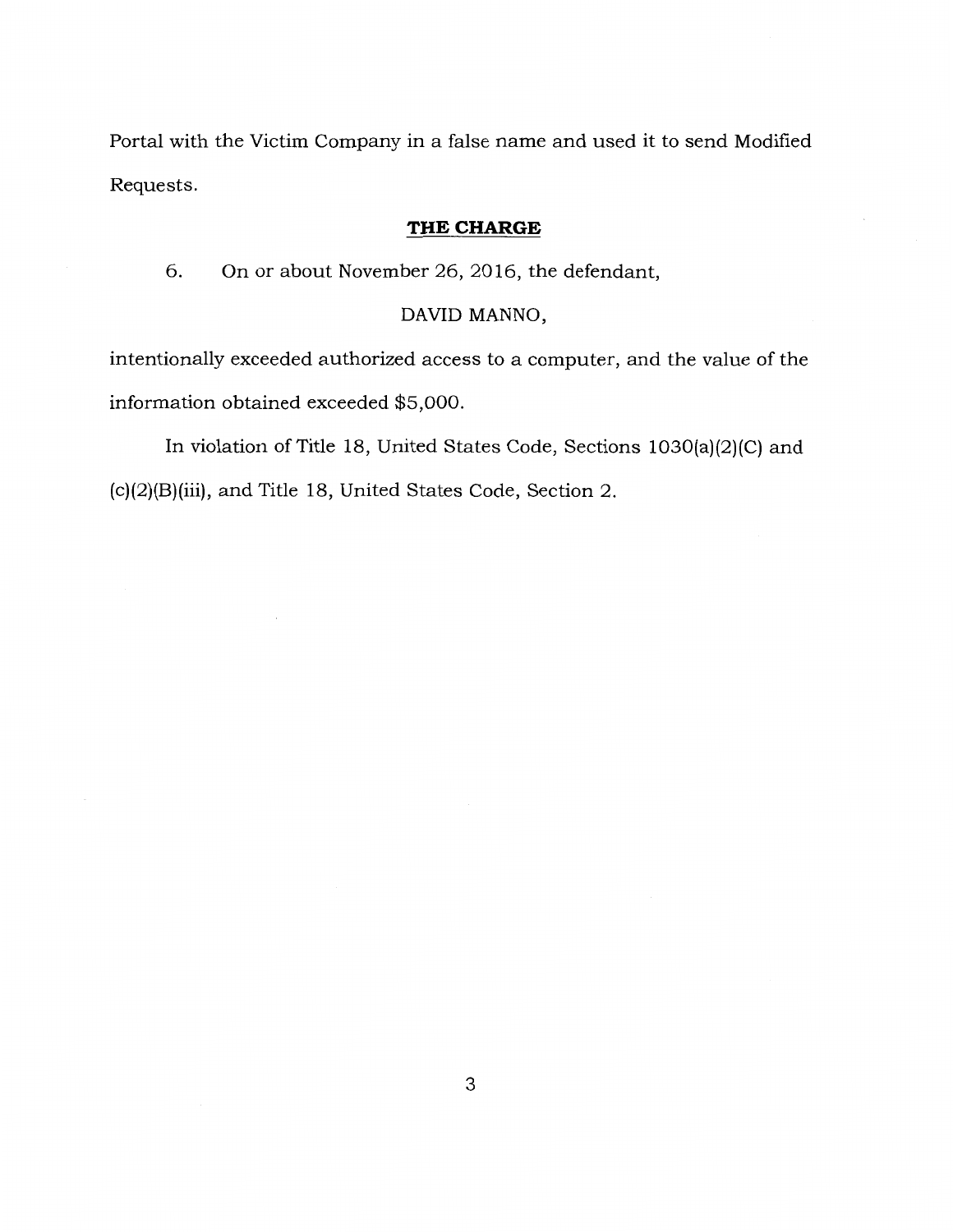Portal with the Victim Company in a false name and used it to send Modified Requests.

## **THE CHARGE**

6. On or about November 26, 2016, the defendant,

DAVID MANNO,

intentionally exceeded authorized access to a computer, and the value of the information obtained exceeded $5,000.

In violation of Title 18, United States Code, Sections 1030(a)(2)(C) and (c)(2)(B)(iii), and Title 18, United States Code, Section 2.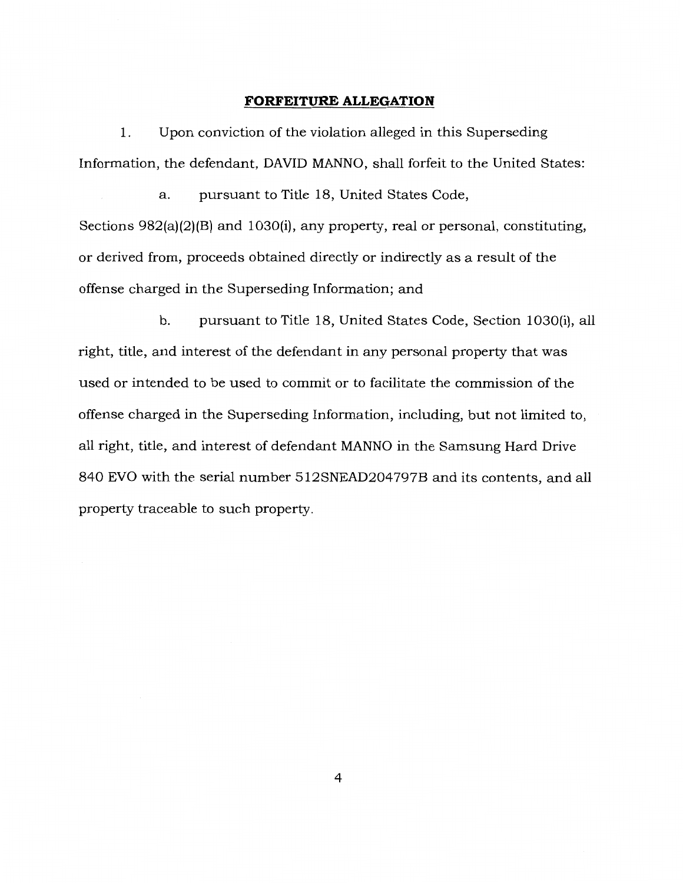## **FORFEITURE ALLEGATION**

1. Upon conviction of the violation alleged in this Superseding Information, the defendant, DAVID MANNO, shall forfeit to the United States:

   a. pursuant to Title 18, United States Code, Sections 982(a)(2)(B) and 1030(i), any property, real or personal, constituting, or derived from, proceeds obtained directly or indirectly as a result of the offense charged in the Superseding Information; and

   b. pursuant to Title 18, United States Code, Section 1030(i), all right, title, and interest of the defendant in any personal property that was used or intended to be used to commit or to facilitate the commission of the offense charged in the Superseding Information, including, but not limited to, all right, title, and interest of defendant MANNO in the Samsung Hard Drive 840 EVO with the serial number 512SNEAD204797B and its contents, and all property traceable to such property.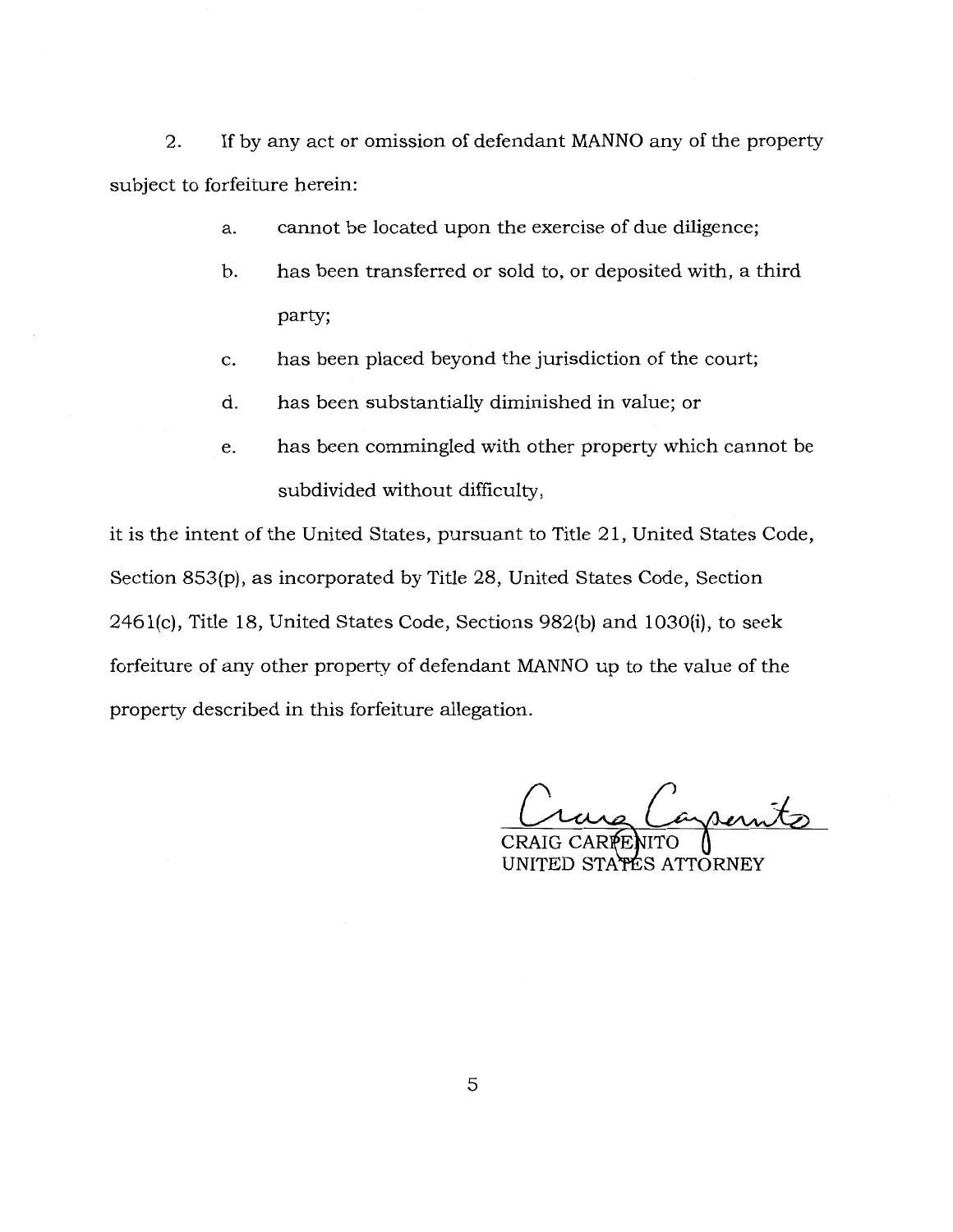2. If by any act or omission of defendant MANNO any of the property subject to forfeiture herein:

   a. cannot be located upon the exercise of due diligence;

   b. has been transferred or sold to, or deposited with, a third party;

   c. has been placed beyond the jurisdiction of the court;

   d. has been substantially diminished in value; or

   e. has been commingled with other property which cannot be subdivided without difficulty,

it is the intent of the United States, pursuant to Title 21, United States Code, Section 853(p), as incorporated by Title 28, United States Code, Section 2461(c), Title 18, United States Code, Sections 982(b) and 1030(i), to seek forfeiture of any other property of defendant MANNO up to the value of the property described in this forfeiture allegation.

Craig Carpenito

CRAIG CARPENITO
UNITED STATES ATTORNEY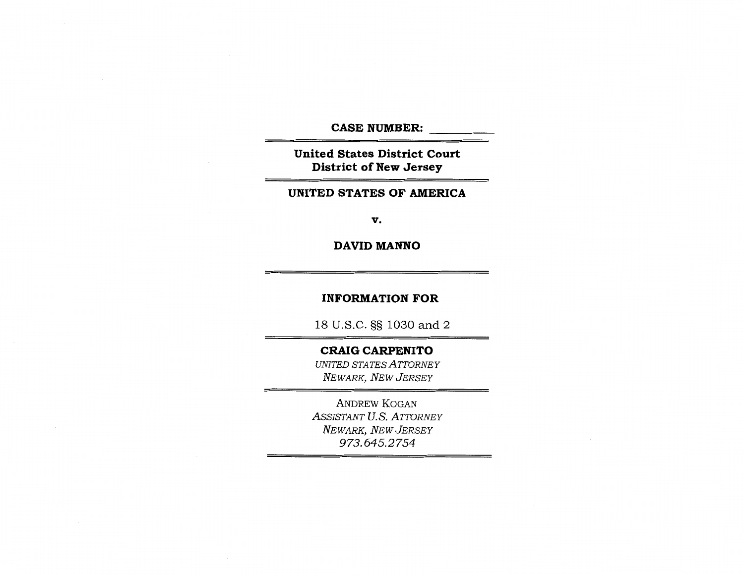**CASE NUMBER:** ________

**United States District Court**
**District of New Jersey**

**UNITED STATES OF AMERICA**

**v.**

**DAVID MANNO**

**INFORMATION FOR**

18 U.S.C. §§ 1030 and 2

**CRAIG CARPENITO**
*UNITED STATES ATTORNEY*
*NEWARK, NEW JERSEY*

ANDREW KOGAN
*ASSISTANT U.S. ATTORNEY*
*NEWARK, NEW JERSEY*
*973.645.2754*